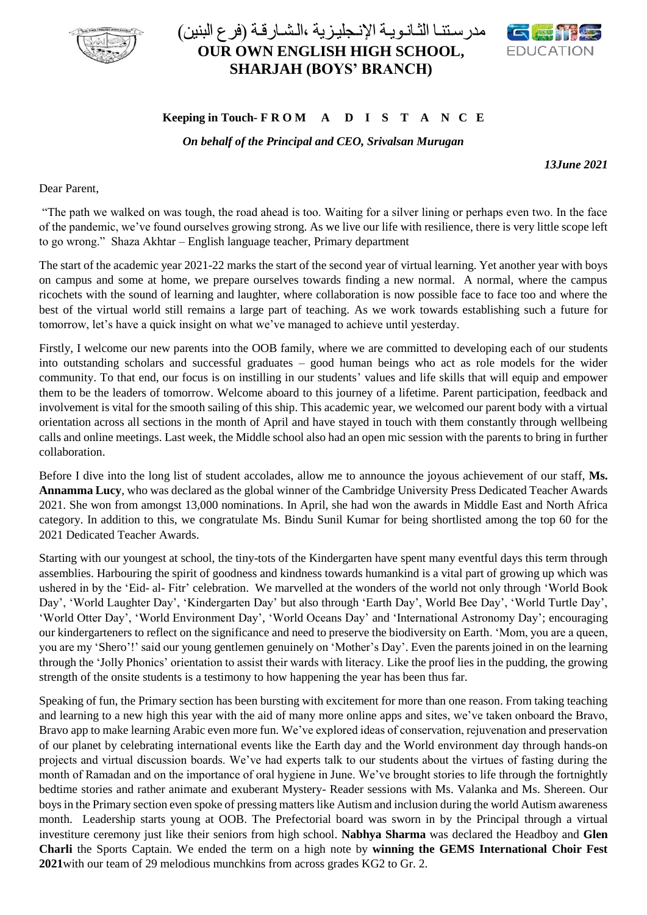مدرستنا الثانوية الإنجليزية ،الشارقة (فرع البنين)

# OUR OWN ENGLISH HIGH SCHOOL, SHARJAH (BOYS' BRANCH)

**Keeping in Touch- F R O M   A   D I S T A N C E**

***On behalf of the Principal and CEO, Srivalsan Murugan***

***13June 2021***

Dear Parent,

"The path we walked on was tough, the road ahead is too. Waiting for a silver lining or perhaps even two. In the face of the pandemic, we've found ourselves growing strong. As we live our life with resilience, there is very little scope left to go wrong." Shaza Akhtar – English language teacher, Primary department

The start of the academic year 2021-22 marks the start of the second year of virtual learning. Yet another year with boys on campus and some at home, we prepare ourselves towards finding a new normal. A normal, where the campus ricochets with the sound of learning and laughter, where collaboration is now possible face to face too and where the best of the virtual world still remains a large part of teaching. As we work towards establishing such a future for tomorrow, let's have a quick insight on what we've managed to achieve until yesterday.

Firstly, I welcome our new parents into the OOB family, where we are committed to developing each of our students into outstanding scholars and successful graduates – good human beings who act as role models for the wider community. To that end, our focus is on instilling in our students' values and life skills that will equip and empower them to be the leaders of tomorrow. Welcome aboard to this journey of a lifetime. Parent participation, feedback and involvement is vital for the smooth sailing of this ship. This academic year, we welcomed our parent body with a virtual orientation across all sections in the month of April and have stayed in touch with them constantly through wellbeing calls and online meetings. Last week, the Middle school also had an open mic session with the parents to bring in further collaboration.

Before I dive into the long list of student accolades, allow me to announce the joyous achievement of our staff, **Ms. Annamma Lucy**, who was declared as the global winner of the Cambridge University Press Dedicated Teacher Awards 2021. She won from amongst 13,000 nominations. In April, she had won the awards in Middle East and North Africa category. In addition to this, we congratulate Ms. Bindu Sunil Kumar for being shortlisted among the top 60 for the 2021 Dedicated Teacher Awards.

Starting with our youngest at school, the tiny-tots of the Kindergarten have spent many eventful days this term through assemblies. Harbouring the spirit of goodness and kindness towards humankind is a vital part of growing up which was ushered in by the 'Eid- al- Fitr' celebration. We marvelled at the wonders of the world not only through 'World Book Day', 'World Laughter Day', 'Kindergarten Day' but also through 'Earth Day', World Bee Day', 'World Turtle Day', 'World Otter Day', 'World Environment Day', 'World Oceans Day' and 'International Astronomy Day'; encouraging our kindergarteners to reflect on the significance and need to preserve the biodiversity on Earth. 'Mom, you are a queen, you are my 'Shero'!' said our young gentlemen genuinely on 'Mother's Day'. Even the parents joined in on the learning through the 'Jolly Phonics' orientation to assist their wards with literacy. Like the proof lies in the pudding, the growing strength of the onsite students is a testimony to how happening the year has been thus far.

Speaking of fun, the Primary section has been bursting with excitement for more than one reason. From taking teaching and learning to a new high this year with the aid of many more online apps and sites, we've taken onboard the Bravo, Bravo app to make learning Arabic even more fun. We've explored ideas of conservation, rejuvenation and preservation of our planet by celebrating international events like the Earth day and the World environment day through hands-on projects and virtual discussion boards. We've had experts talk to our students about the virtues of fasting during the month of Ramadan and on the importance of oral hygiene in June. We've brought stories to life through the fortnightly bedtime stories and rather animate and exuberant Mystery- Reader sessions with Ms. Valanka and Ms. Shereen. Our boys in the Primary section even spoke of pressing matters like Autism and inclusion during the world Autism awareness month. Leadership starts young at OOB. The Prefectorial board was sworn in by the Principal through a virtual investiture ceremony just like their seniors from high school. **Nabhya Sharma** was declared the Headboy and **Glen Charli** the Sports Captain. We ended the term on a high note by **winning the GEMS International Choir Fest 2021**with our team of 29 melodious munchkins from across grades KG2 to Gr. 2.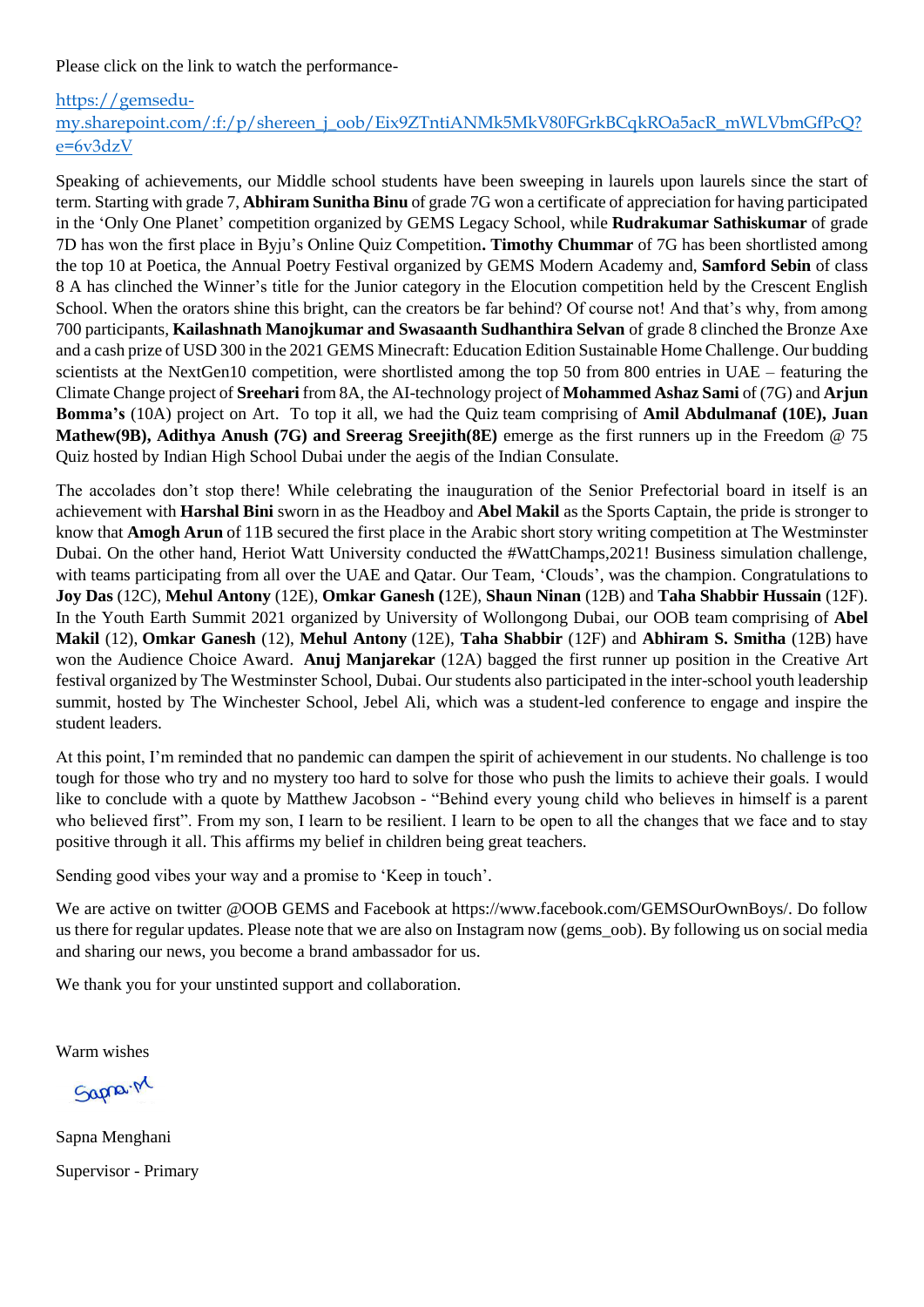Please click on the link to watch the performance-

https://gemsedu-my.sharepoint.com/:f:/p/shereen_j_oob/Eix9ZTntiANMk5MkV80FGrkBCqkROa5acR_mWLVbmGfPcQ?e=6v3dzV

Speaking of achievements, our Middle school students have been sweeping in laurels upon laurels since the start of term. Starting with grade 7, **Abhiram Sunitha Binu** of grade 7G won a certificate of appreciation for having participated in the 'Only One Planet' competition organized by GEMS Legacy School, while **Rudrakumar Sathiskumar** of grade 7D has won the first place in Byju's Online Quiz Competition**. Timothy Chummar** of 7G has been shortlisted among the top 10 at Poetica, the Annual Poetry Festival organized by GEMS Modern Academy and, **Samford Sebin** of class 8 A has clinched the Winner's title for the Junior category in the Elocution competition held by the Crescent English School. When the orators shine this bright, can the creators be far behind? Of course not! And that's why, from among 700 participants, **Kailashnath Manojkumar and Swasaanth Sudhanthira Selvan** of grade 8 clinched the Bronze Axe and a cash prize of USD 300 in the 2021 GEMS Minecraft: Education Edition Sustainable Home Challenge. Our budding scientists at the NextGen10 competition, were shortlisted among the top 50 from 800 entries in UAE – featuring the Climate Change project of **Sreehari** from 8A, the AI-technology project of **Mohammed Ashaz Sami** of (7G) and **Arjun Bomma's** (10A) project on Art. To top it all, we had the Quiz team comprising of **Amil Abdulmanaf (10E), Juan Mathew(9B), Adithya Anush (7G) and Sreerag Sreejith(8E)** emerge as the first runners up in the Freedom @ 75 Quiz hosted by Indian High School Dubai under the aegis of the Indian Consulate.

The accolades don't stop there! While celebrating the inauguration of the Senior Prefectorial board in itself is an achievement with **Harshal Bini** sworn in as the Headboy and **Abel Makil** as the Sports Captain, the pride is stronger to know that **Amogh Arun** of 11B secured the first place in the Arabic short story writing competition at The Westminster Dubai. On the other hand, Heriot Watt University conducted the #WattChamps,2021! Business simulation challenge, with teams participating from all over the UAE and Qatar. Our Team, 'Clouds', was the champion. Congratulations to **Joy Das** (12C), **Mehul Antony** (12E), **Omkar Ganesh (**12E), **Shaun Ninan** (12B) and **Taha Shabbir Hussain** (12F). In the Youth Earth Summit 2021 organized by University of Wollongong Dubai, our OOB team comprising of **Abel Makil** (12), **Omkar Ganesh** (12), **Mehul Antony** (12E), **Taha Shabbir** (12F) and **Abhiram S. Smitha** (12B) have won the Audience Choice Award. **Anuj Manjarekar** (12A) bagged the first runner up position in the Creative Art festival organized by The Westminster School, Dubai. Our students also participated in the inter-school youth leadership summit, hosted by The Winchester School, Jebel Ali, which was a student-led conference to engage and inspire the student leaders.

At this point, I'm reminded that no pandemic can dampen the spirit of achievement in our students. No challenge is too tough for those who try and no mystery too hard to solve for those who push the limits to achieve their goals. I would like to conclude with a quote by Matthew Jacobson - "Behind every young child who believes in himself is a parent who believed first". From my son, I learn to be resilient. I learn to be open to all the changes that we face and to stay positive through it all. This affirms my belief in children being great teachers.

Sending good vibes your way and a promise to 'Keep in touch'.

We are active on twitter @OOB GEMS and Facebook at https://www.facebook.com/GEMSOurOwnBoys/. Do follow us there for regular updates. Please note that we are also on Instagram now (gems_oob). By following us on social media and sharing our news, you become a brand ambassador for us.

We thank you for your unstinted support and collaboration.

Warm wishes

Sapna.M

Sapna Menghani

Supervisor - Primary